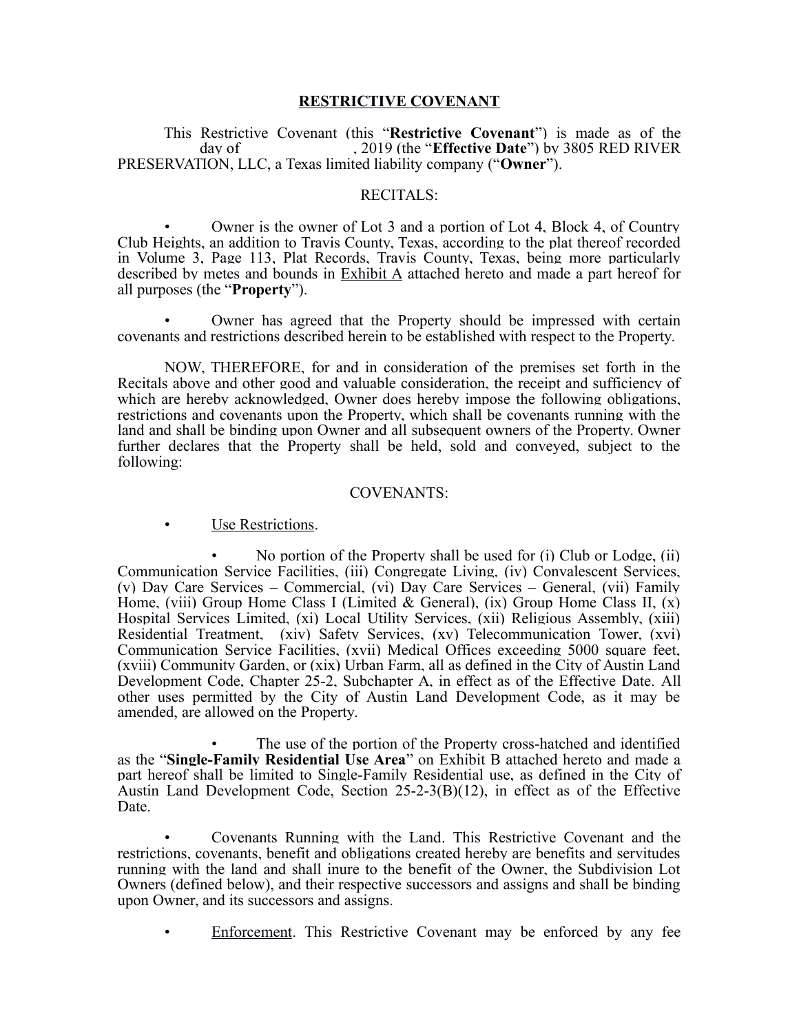# RESTRICTIVE COVENANT

This Restrictive Covenant (this "**Restrictive Covenant**") is made as of the \_\_\_\_\_\_\_\_ day of \_\_\_\_\_\_\_\_\_\_\_\_\_\_\_\_\_\_, 2019 (the "**Effective Date**") by 3805 RED RIVER PRESERVATION, LLC, a Texas limited liability company ("**Owner**").

RECITALS:

- Owner is the owner of Lot 3 and a portion of Lot 4, Block 4, of Country Club Heights, an addition to Travis County, Texas, according to the plat thereof recorded in Volume 3, Page 113, Plat Records, Travis County, Texas, being more particularly described by metes and bounds in Exhibit A attached hereto and made a part hereof for all purposes (the "**Property**").

- Owner has agreed that the Property should be impressed with certain covenants and restrictions described herein to be established with respect to the Property.

NOW, THEREFORE, for and in consideration of the premises set forth in the Recitals above and other good and valuable consideration, the receipt and sufficiency of which are hereby acknowledged, Owner does hereby impose the following obligations, restrictions and covenants upon the Property, which shall be covenants running with the land and shall be binding upon Owner and all subsequent owners of the Property. Owner further declares that the Property shall be held, sold and conveyed, subject to the following:

COVENANTS:

- Use Restrictions.

  - No portion of the Property shall be used for (i) Club or Lodge, (ii) Communication Service Facilities, (iii) Congregate Living, (iv) Convalescent Services, (v) Day Care Services – Commercial, (vi) Day Care Services – General, (vii) Family Home, (viii) Group Home Class I (Limited & General), (ix) Group Home Class II, (x) Hospital Services Limited, (xi) Local Utility Services, (xii) Religious Assembly, (xiii) Residential Treatment, (xiv) Safety Services, (xv) Telecommunication Tower, (xvi) Communication Service Facilities, (xvii) Medical Offices exceeding 5000 square feet, (xviii) Community Garden, or (xix) Urban Farm, all as defined in the City of Austin Land Development Code, Chapter 25-2, Subchapter A, in effect as of the Effective Date. All other uses permitted by the City of Austin Land Development Code, as it may be amended, are allowed on the Property.

  - The use of the portion of the Property cross-hatched and identified as the "**Single-Family Residential Use Area**" on Exhibit B attached hereto and made a part hereof shall be limited to Single-Family Residential use, as defined in the City of Austin Land Development Code, Section 25-2-3(B)(12), in effect as of the Effective Date.

- Covenants Running with the Land. This Restrictive Covenant and the restrictions, covenants, benefit and obligations created hereby are benefits and servitudes running with the land and shall inure to the benefit of the Owner, the Subdivision Lot Owners (defined below), and their respective successors and assigns and shall be binding upon Owner, and its successors and assigns.

- Enforcement. This Restrictive Covenant may be enforced by any fee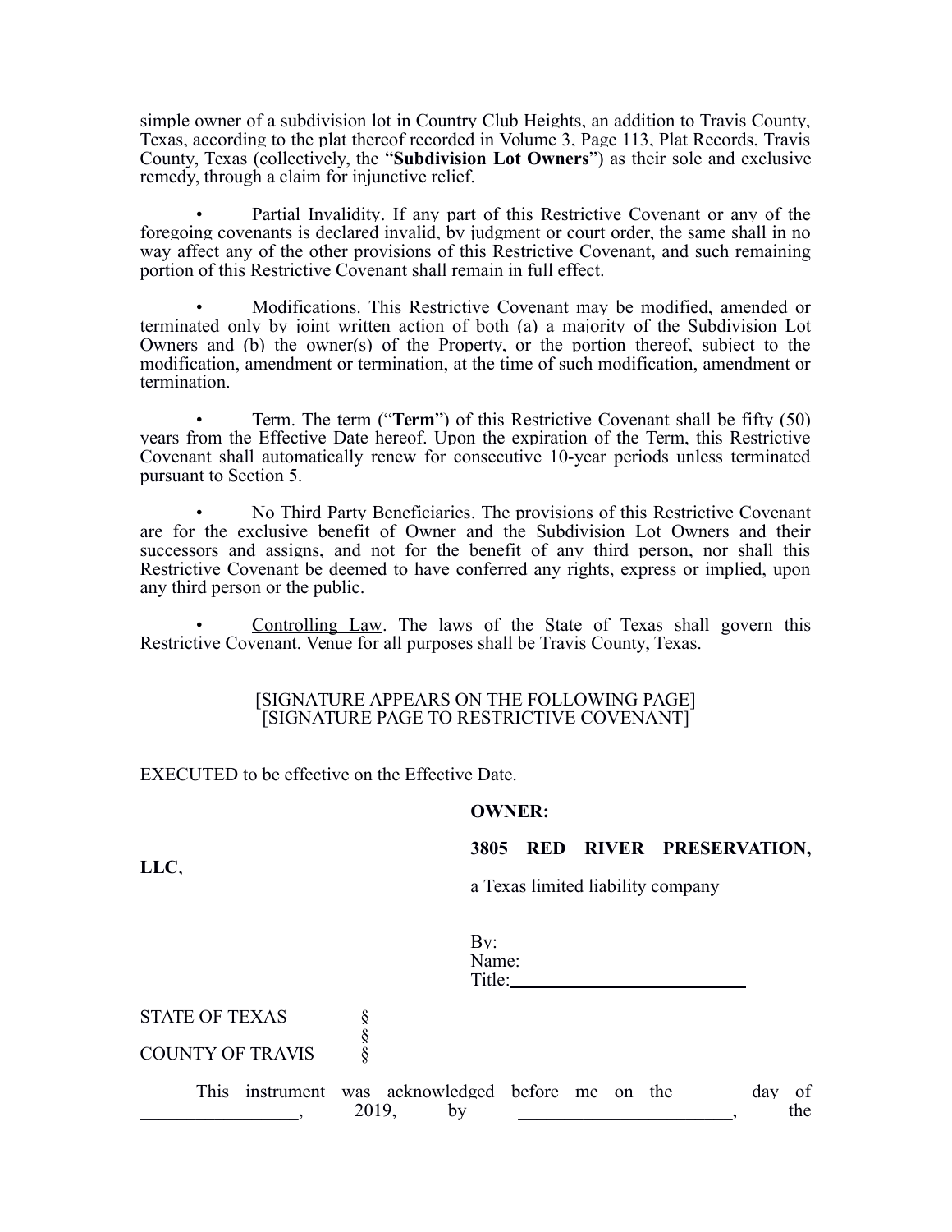simple owner of a subdivision lot in Country Club Heights, an addition to Travis County, Texas, according to the plat thereof recorded in Volume 3, Page 113, Plat Records, Travis County, Texas (collectively, the "**Subdivision Lot Owners**") as their sole and exclusive remedy, through a claim for injunctive relief.

- Partial Invalidity. If any part of this Restrictive Covenant or any of the foregoing covenants is declared invalid, by judgment or court order, the same shall in no way affect any of the other provisions of this Restrictive Covenant, and such remaining portion of this Restrictive Covenant shall remain in full effect.

- Modifications. This Restrictive Covenant may be modified, amended or terminated only by joint written action of both (a) a majority of the Subdivision Lot Owners and (b) the owner(s) of the Property, or the portion thereof, subject to the modification, amendment or termination, at the time of such modification, amendment or termination.

- Term. The term ("**Term**") of this Restrictive Covenant shall be fifty (50) years from the Effective Date hereof. Upon the expiration of the Term, this Restrictive Covenant shall automatically renew for consecutive 10-year periods unless terminated pursuant to Section 5.

- No Third Party Beneficiaries. The provisions of this Restrictive Covenant are for the exclusive benefit of Owner and the Subdivision Lot Owners and their successors and assigns, and not for the benefit of any third person, nor shall this Restrictive Covenant be deemed to have conferred any rights, express or implied, upon any third person or the public.

- Controlling Law. The laws of the State of Texas shall govern this Restrictive Covenant. Venue for all purposes shall be Travis County, Texas.

[SIGNATURE APPEARS ON THE FOLLOWING PAGE]
[SIGNATURE PAGE TO RESTRICTIVE COVENANT]

EXECUTED to be effective on the Effective Date.

**OWNER:**

**3805 RED RIVER PRESERVATION, LLC**,

a Texas limited liability company

By:
Name:
Title:\_\_\_\_\_\_\_\_\_\_\_\_\_\_\_\_\_\_\_\_\_\_\_\_\_\_

STATE OF TEXAS §
§
COUNTY OF TRAVIS §

This instrument was acknowledged before me on the \_\_\_\_\_ day of \_\_\_\_\_\_\_\_\_\_\_\_\_\_\_\_\_, 2019, by \_\_\_\_\_\_\_\_\_\_\_\_\_\_\_\_\_\_\_\_\_\_\_, the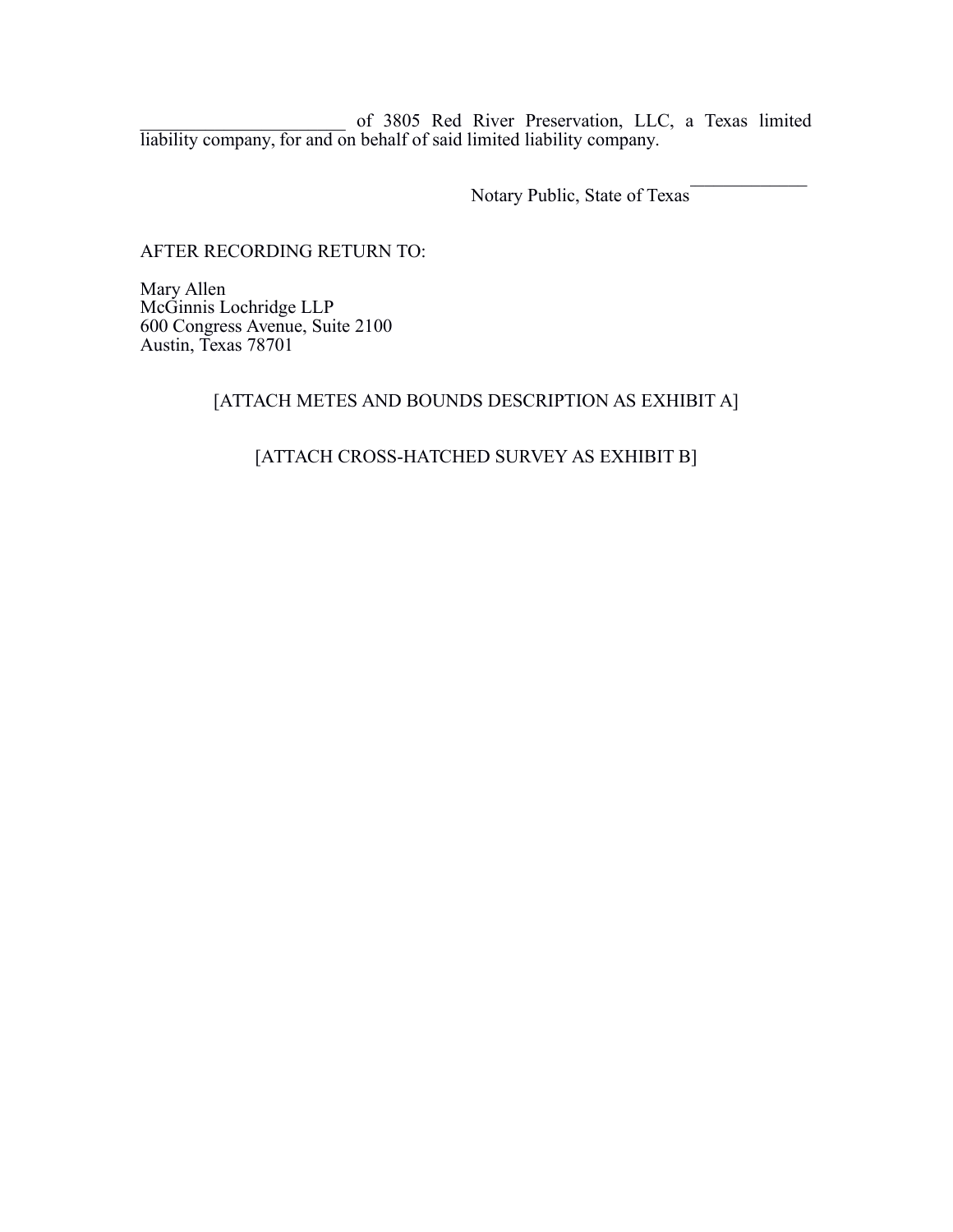______________________ of 3805 Red River Preservation, LLC, a Texas limited liability company, for and on behalf of said limited liability company.

_____________
Notary Public, State of Texas

AFTER RECORDING RETURN TO:

Mary Allen
McGinnis Lochridge LLP
600 Congress Avenue, Suite 2100
Austin, Texas 78701

[ATTACH METES AND BOUNDS DESCRIPTION AS EXHIBIT A]

[ATTACH CROSS-HATCHED SURVEY AS EXHIBIT B]